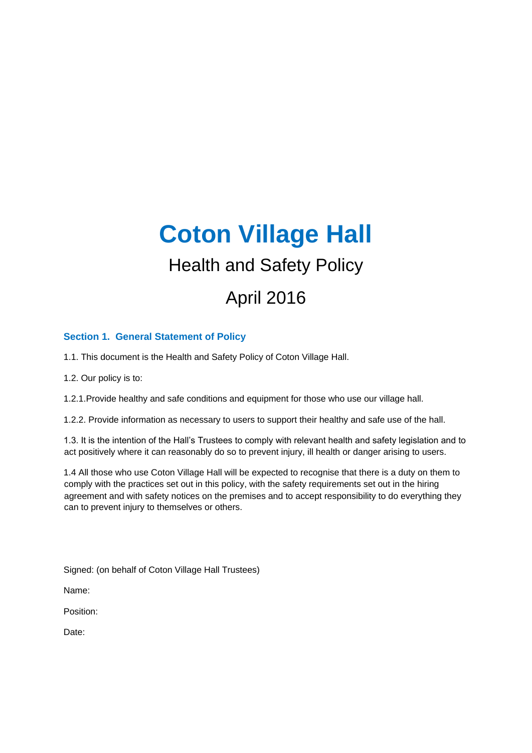# Coton Village Hall

Health and Safety Policy

April 2016

## Section 1. General Statement of Policy

1.1. This document is the Health and Safety Policy of Coton Village Hall.

1.2. Our policy is to:

1.2.1.Provide healthy and safe conditions and equipment for those who use our village hall.

1.2.2. Provide information as necessary to users to support their healthy and safe use of the hall.

1.3. It is the intention of the Hall's Trustees to comply with relevant health and safety legislation and to act positively where it can reasonably do so to prevent injury, ill health or danger arising to users.

1.4 All those who use Coton Village Hall will be expected to recognise that there is a duty on them to comply with the practices set out in this policy, with the safety requirements set out in the hiring agreement and with safety notices on the premises and to accept responsibility to do everything they can to prevent injury to themselves or others.

Signed: (on behalf of Coton Village Hall Trustees)

Name:

Position:

Date: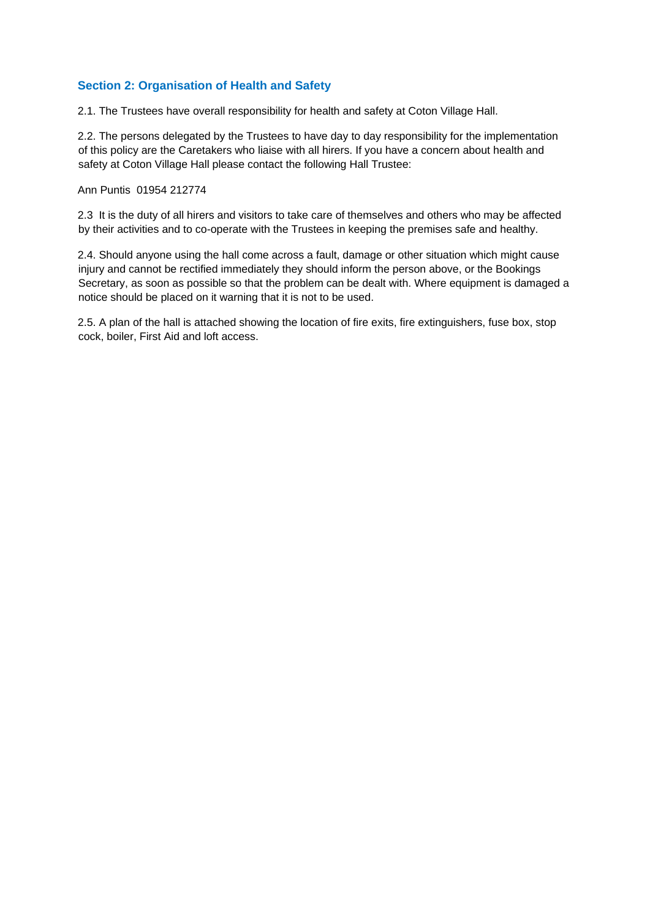## Section 2: Organisation of Health and Safety

2.1. The Trustees have overall responsibility for health and safety at Coton Village Hall.

2.2. The persons delegated by the Trustees to have day to day responsibility for the implementation of this policy are the Caretakers who liaise with all hirers. If you have a concern about health and safety at Coton Village Hall please contact the following Hall Trustee:

Ann Puntis 01954 212774

2.3 It is the duty of all hirers and visitors to take care of themselves and others who may be affected by their activities and to co-operate with the Trustees in keeping the premises safe and healthy.

2.4. Should anyone using the hall come across a fault, damage or other situation which might cause injury and cannot be rectified immediately they should inform the person above, or the Bookings Secretary, as soon as possible so that the problem can be dealt with. Where equipment is damaged a notice should be placed on it warning that it is not to be used.

2.5. A plan of the hall is attached showing the location of fire exits, fire extinguishers, fuse box, stop cock, boiler, First Aid and loft access.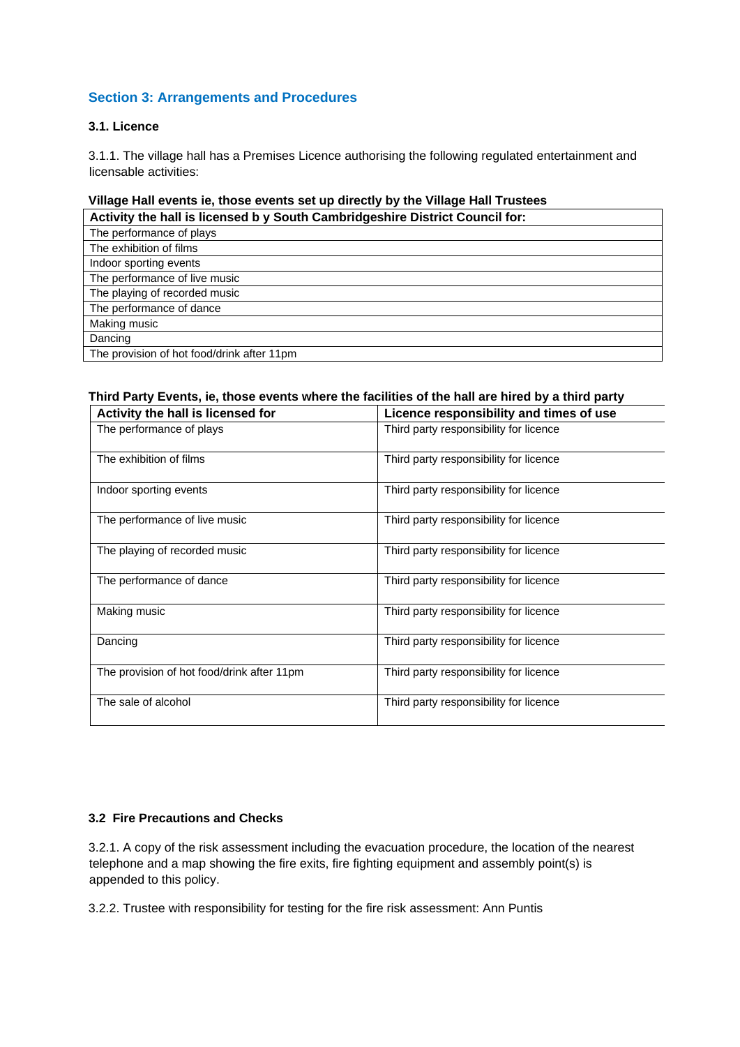## Section 3: Arrangements and Procedures

### 3.1. Licence

3.1.1. The village hall has a Premises Licence authorising the following regulated entertainment and licensable activities:

**Village Hall events ie, those events set up directly by the Village Hall Trustees**

| Activity the hall is licensed b y South Cambridgeshire District Council for: |
|---|
| The performance of plays |
| The exhibition of films |
| Indoor sporting events |
| The performance of live music |
| The playing of recorded music |
| The performance of dance |
| Making music |
| Dancing |
| The provision of hot food/drink after 11pm |

**Third Party Events, ie, those events where the facilities of the hall are hired by a third party**

| Activity the hall is licensed for | Licence responsibility and times of use |
|---|---|
| The performance of plays | Third party responsibility for licence |
| The exhibition of films | Third party responsibility for licence |
| Indoor sporting events | Third party responsibility for licence |
| The performance of live music | Third party responsibility for licence |
| The playing of recorded music | Third party responsibility for licence |
| The performance of dance | Third party responsibility for licence |
| Making music | Third party responsibility for licence |
| Dancing | Third party responsibility for licence |
| The provision of hot food/drink after 11pm | Third party responsibility for licence |
| The sale of alcohol | Third party responsibility for licence |

### 3.2 Fire Precautions and Checks

3.2.1. A copy of the risk assessment including the evacuation procedure, the location of the nearest telephone and a map showing the fire exits, fire fighting equipment and assembly point(s) is appended to this policy.

3.2.2. Trustee with responsibility for testing for the fire risk assessment: Ann Puntis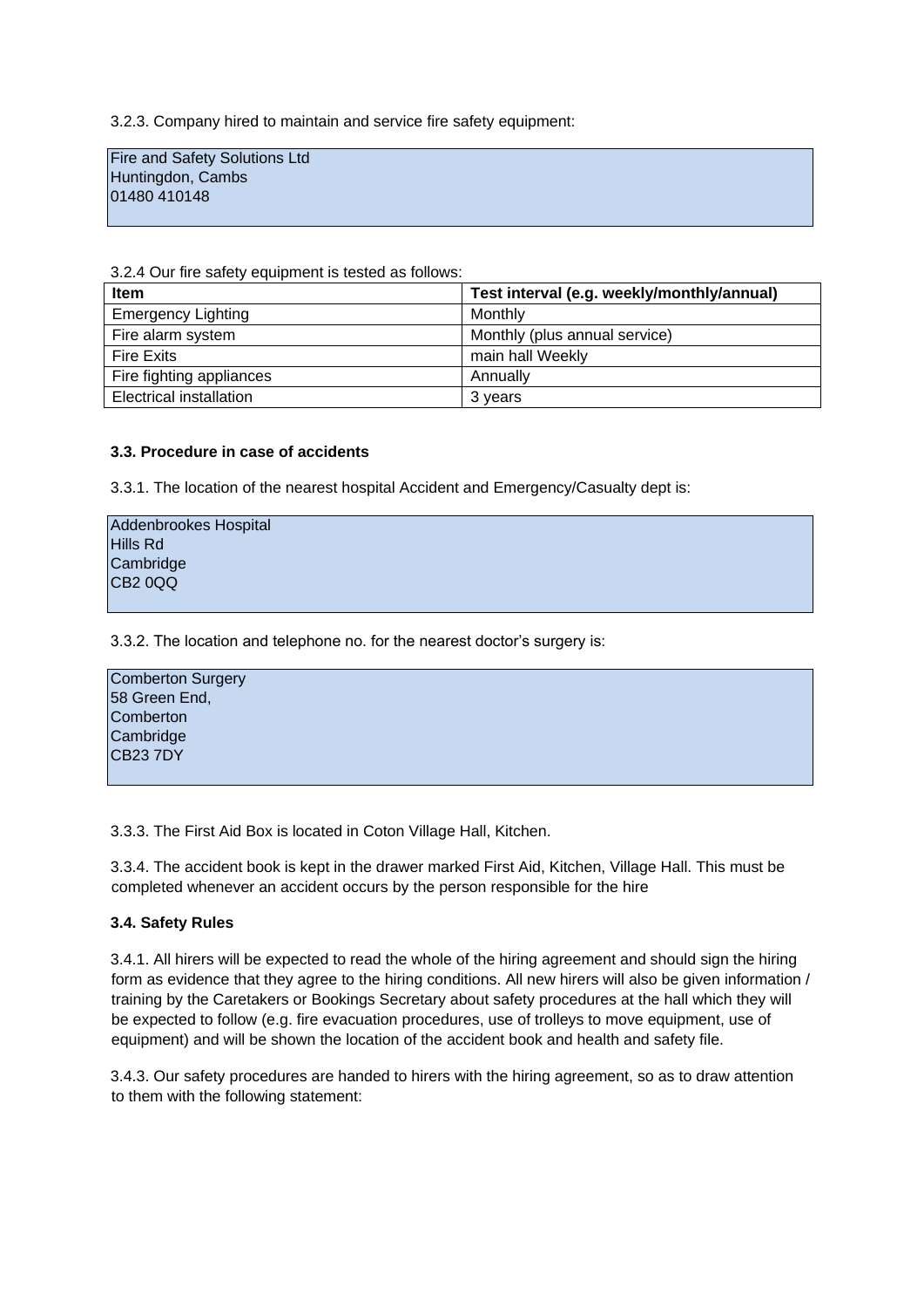3.2.3. Company hired to maintain and service fire safety equipment:

Fire and Safety Solutions Ltd
Huntingdon, Cambs
01480 410148

3.2.4 Our fire safety equipment is tested as follows:

| Item | Test interval (e.g. weekly/monthly/annual) |
|---|---|
| Emergency Lighting | Monthly |
| Fire alarm system | Monthly (plus annual service) |
| Fire Exits | main hall Weekly |
| Fire fighting appliances | Annually |
| Electrical installation | 3 years |

**3.3. Procedure in case of accidents**

3.3.1. The location of the nearest hospital Accident and Emergency/Casualty dept is:

Addenbrookes Hospital
Hills Rd
Cambridge
CB2 0QQ

3.3.2. The location and telephone no. for the nearest doctor's surgery is:

Comberton Surgery
58 Green End,
Comberton
Cambridge
CB23 7DY

3.3.3. The First Aid Box is located in Coton Village Hall, Kitchen.

3.3.4. The accident book is kept in the drawer marked First Aid, Kitchen, Village Hall. This must be completed whenever an accident occurs by the person responsible for the hire

**3.4. Safety Rules**

3.4.1. All hirers will be expected to read the whole of the hiring agreement and should sign the hiring form as evidence that they agree to the hiring conditions. All new hirers will also be given information / training by the Caretakers or Bookings Secretary about safety procedures at the hall which they will be expected to follow (e.g. fire evacuation procedures, use of trolleys to move equipment, use of equipment) and will be shown the location of the accident book and health and safety file.

3.4.3. Our safety procedures are handed to hirers with the hiring agreement, so as to draw attention to them with the following statement: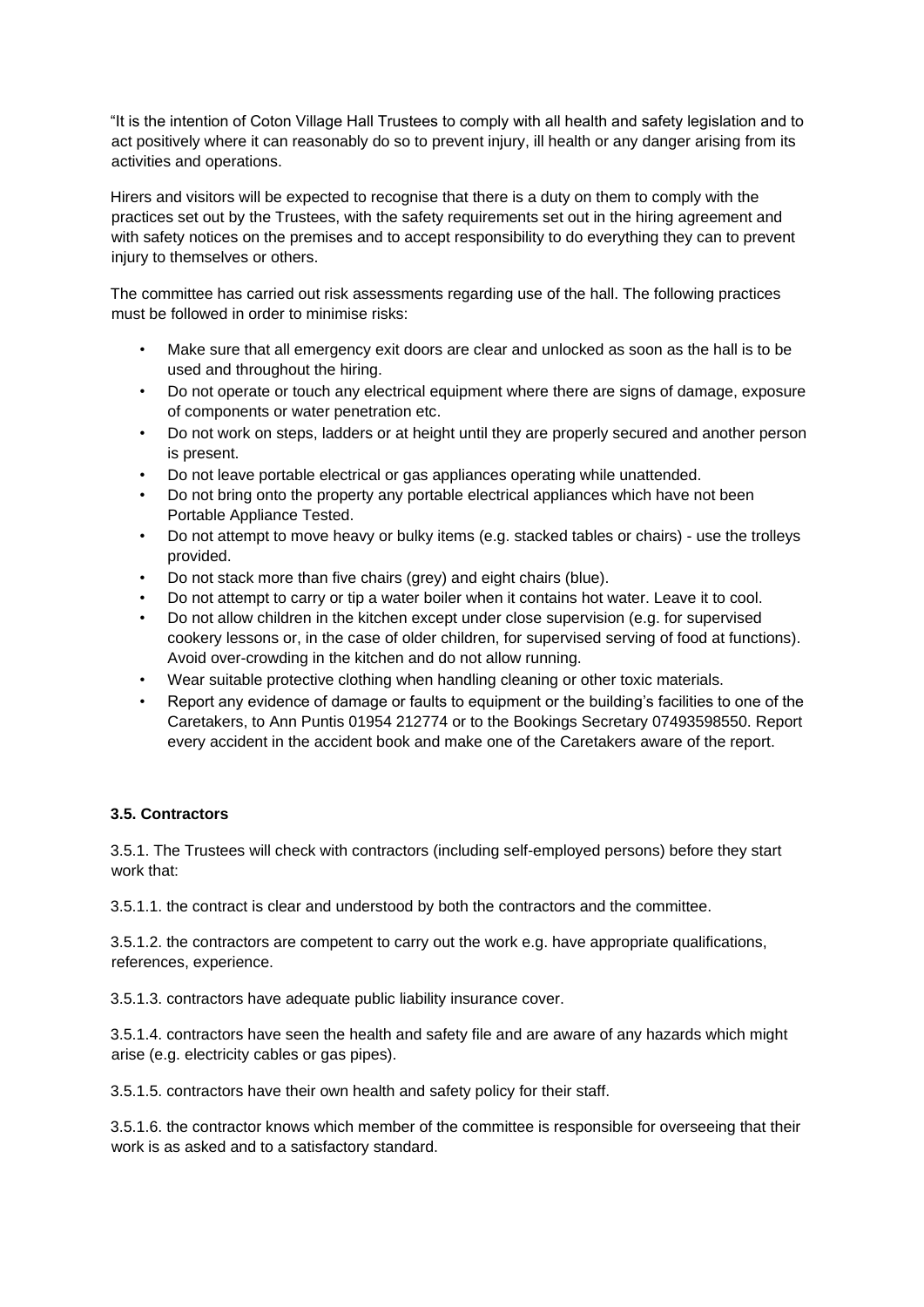"It is the intention of Coton Village Hall Trustees to comply with all health and safety legislation and to act positively where it can reasonably do so to prevent injury, ill health or any danger arising from its activities and operations.

Hirers and visitors will be expected to recognise that there is a duty on them to comply with the practices set out by the Trustees, with the safety requirements set out in the hiring agreement and with safety notices on the premises and to accept responsibility to do everything they can to prevent injury to themselves or others.

The committee has carried out risk assessments regarding use of the hall. The following practices must be followed in order to minimise risks:

- Make sure that all emergency exit doors are clear and unlocked as soon as the hall is to be used and throughout the hiring.
- Do not operate or touch any electrical equipment where there are signs of damage, exposure of components or water penetration etc.
- Do not work on steps, ladders or at height until they are properly secured and another person is present.
- Do not leave portable electrical or gas appliances operating while unattended.
- Do not bring onto the property any portable electrical appliances which have not been Portable Appliance Tested.
- Do not attempt to move heavy or bulky items (e.g. stacked tables or chairs) - use the trolleys provided.
- Do not stack more than five chairs (grey) and eight chairs (blue).
- Do not attempt to carry or tip a water boiler when it contains hot water. Leave it to cool.
- Do not allow children in the kitchen except under close supervision (e.g. for supervised cookery lessons or, in the case of older children, for supervised serving of food at functions). Avoid over-crowding in the kitchen and do not allow running.
- Wear suitable protective clothing when handling cleaning or other toxic materials.
- Report any evidence of damage or faults to equipment or the building's facilities to one of the Caretakers, to Ann Puntis 01954 212774 or to the Bookings Secretary 07493598550. Report every accident in the accident book and make one of the Caretakers aware of the report.

**3.5. Contractors**

3.5.1. The Trustees will check with contractors (including self-employed persons) before they start work that:

3.5.1.1. the contract is clear and understood by both the contractors and the committee.

3.5.1.2. the contractors are competent to carry out the work e.g. have appropriate qualifications, references, experience.

3.5.1.3. contractors have adequate public liability insurance cover.

3.5.1.4. contractors have seen the health and safety file and are aware of any hazards which might arise (e.g. electricity cables or gas pipes).

3.5.1.5. contractors have their own health and safety policy for their staff.

3.5.1.6. the contractor knows which member of the committee is responsible for overseeing that their work is as asked and to a satisfactory standard.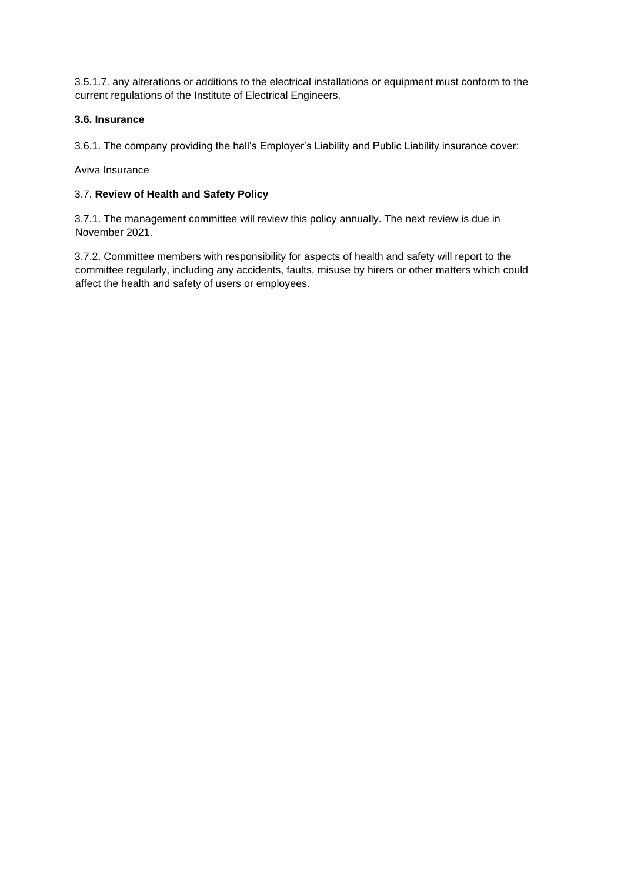3.5.1.7. any alterations or additions to the electrical installations or equipment must conform to the current regulations of the Institute of Electrical Engineers.

### 3.6. Insurance

3.6.1. The company providing the hall's Employer's Liability and Public Liability insurance cover:

Aviva Insurance

### 3.7. **Review of Health and Safety Policy**

3.7.1. The management committee will review this policy annually. The next review is due in November 2021.

3.7.2. Committee members with responsibility for aspects of health and safety will report to the committee regularly, including any accidents, faults, misuse by hirers or other matters which could affect the health and safety of users or employees.